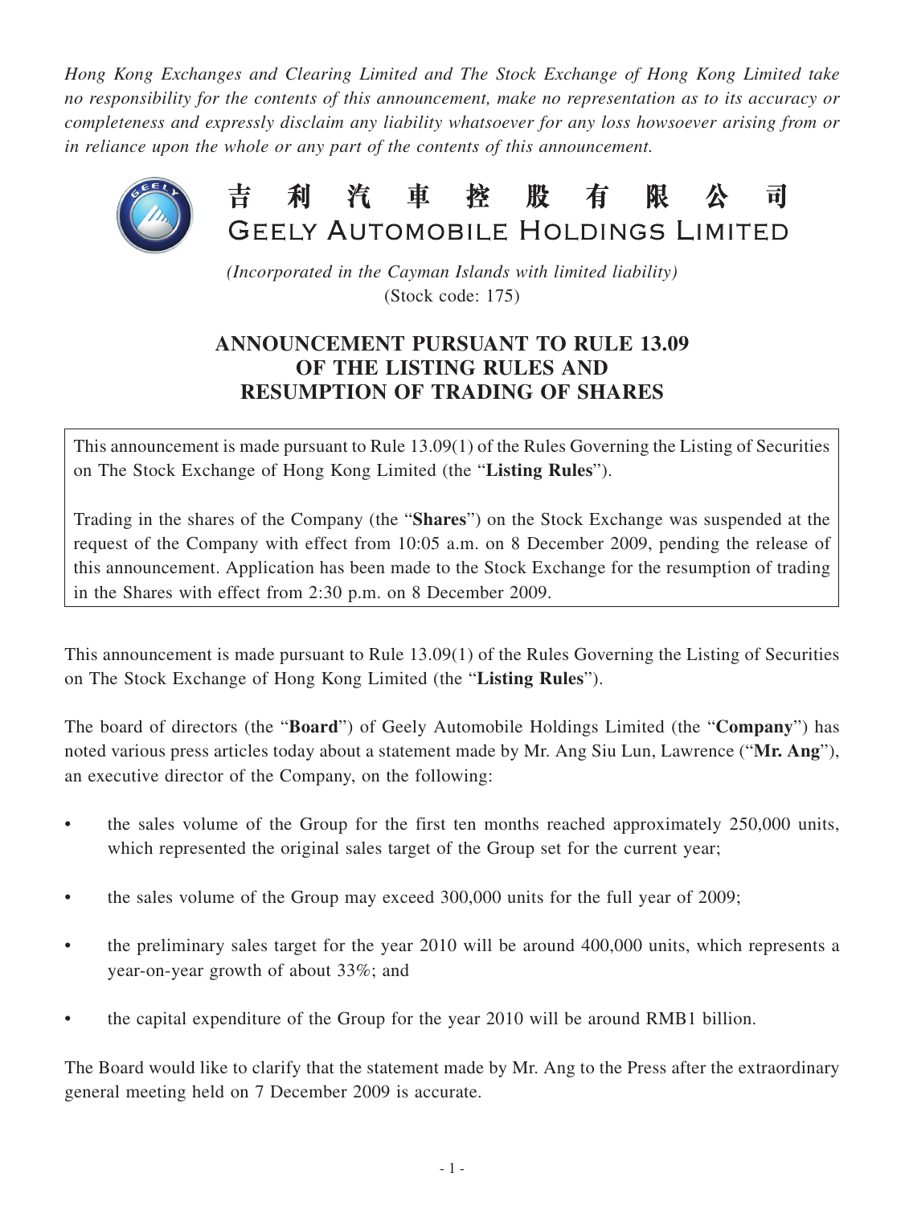*Hong Kong Exchanges and Clearing Limited and The Stock Exchange of Hong Kong Limited take no responsibility for the contents of this announcement, make no representation as to its accuracy or completeness and expressly disclaim any liability whatsoever for any loss howsoever arising from or in reliance upon the whole or any part of the contents of this announcement.*

# 吉利汽車控股有限公司
# GEELY AUTOMOBILE HOLDINGS LIMITED

*(Incorporated in the Cayman Islands with limited liability)*
(Stock code: 175)

## ANNOUNCEMENT PURSUANT TO RULE 13.09 OF THE LISTING RULES AND RESUMPTION OF TRADING OF SHARES

This announcement is made pursuant to Rule 13.09(1) of the Rules Governing the Listing of Securities on The Stock Exchange of Hong Kong Limited (the "**Listing Rules**").

Trading in the shares of the Company (the "**Shares**") on the Stock Exchange was suspended at the request of the Company with effect from 10:05 a.m. on 8 December 2009, pending the release of this announcement. Application has been made to the Stock Exchange for the resumption of trading in the Shares with effect from 2:30 p.m. on 8 December 2009.

This announcement is made pursuant to Rule 13.09(1) of the Rules Governing the Listing of Securities on The Stock Exchange of Hong Kong Limited (the "**Listing Rules**").

The board of directors (the "**Board**") of Geely Automobile Holdings Limited (the "**Company**") has noted various press articles today about a statement made by Mr. Ang Siu Lun, Lawrence ("**Mr. Ang**"), an executive director of the Company, on the following:

- the sales volume of the Group for the first ten months reached approximately 250,000 units, which represented the original sales target of the Group set for the current year;
- the sales volume of the Group may exceed 300,000 units for the full year of 2009;
- the preliminary sales target for the year 2010 will be around 400,000 units, which represents a year-on-year growth of about 33%; and
- the capital expenditure of the Group for the year 2010 will be around RMB1 billion.

The Board would like to clarify that the statement made by Mr. Ang to the Press after the extraordinary general meeting held on 7 December 2009 is accurate.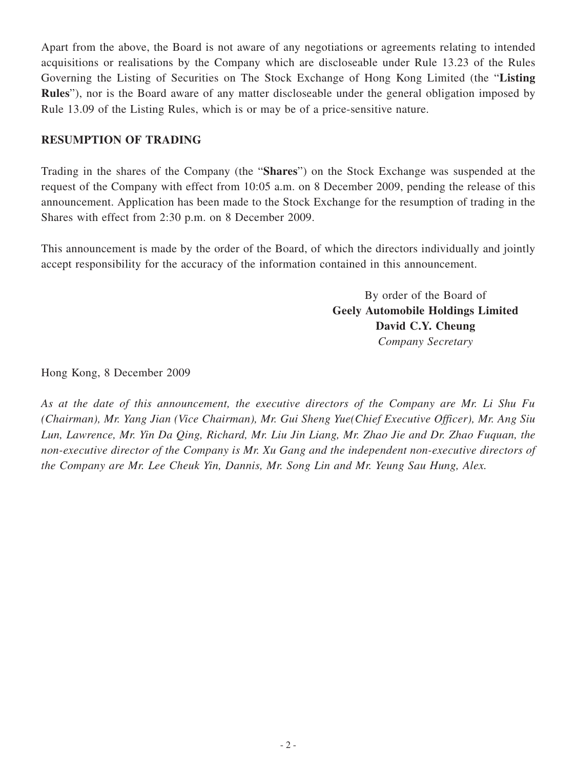Apart from the above, the Board is not aware of any negotiations or agreements relating to intended acquisitions or realisations by the Company which are discloseable under Rule 13.23 of the Rules Governing the Listing of Securities on The Stock Exchange of Hong Kong Limited (the "**Listing Rules**"), nor is the Board aware of any matter discloseable under the general obligation imposed by Rule 13.09 of the Listing Rules, which is or may be of a price-sensitive nature.

## RESUMPTION OF TRADING

Trading in the shares of the Company (the "**Shares**") on the Stock Exchange was suspended at the request of the Company with effect from 10:05 a.m. on 8 December 2009, pending the release of this announcement. Application has been made to the Stock Exchange for the resumption of trading in the Shares with effect from 2:30 p.m. on 8 December 2009.

This announcement is made by the order of the Board, of which the directors individually and jointly accept responsibility for the accuracy of the information contained in this announcement.

By order of the Board of
**Geely Automobile Holdings Limited**
**David C.Y. Cheung**
*Company Secretary*

Hong Kong, 8 December 2009

*As at the date of this announcement, the executive directors of the Company are Mr. Li Shu Fu (Chairman), Mr. Yang Jian (Vice Chairman), Mr. Gui Sheng Yue(Chief Executive Officer), Mr. Ang Siu Lun, Lawrence, Mr. Yin Da Qing, Richard, Mr. Liu Jin Liang, Mr. Zhao Jie and Dr. Zhao Fuquan, the non-executive director of the Company is Mr. Xu Gang and the independent non-executive directors of the Company are Mr. Lee Cheuk Yin, Dannis, Mr. Song Lin and Mr. Yeung Sau Hung, Alex.*